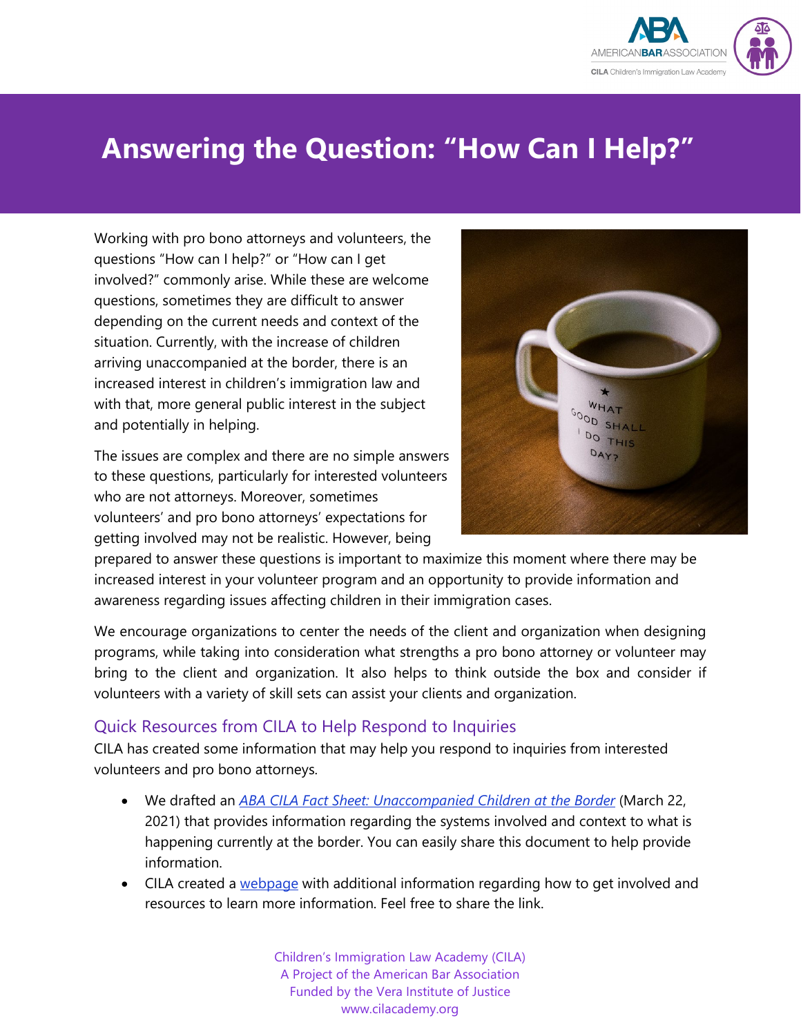# Answering the Question: "How Can I Help?"

Working with pro bono attorneys and volunteers, the questions "How can I help?" or "How can I get involved?" commonly arise. While these are welcome questions, sometimes they are difficult to answer depending on the current needs and context of the situation. Currently, with the increase of children arriving unaccompanied at the border, there is an increased interest in children's immigration law and with that, more general public interest in the subject and potentially in helping.

The issues are complex and there are no simple answers to these questions, particularly for interested volunteers who are not attorneys. Moreover, sometimes volunteers' and pro bono attorneys' expectations for getting involved may not be realistic. However, being prepared to answer these questions is important to maximize this moment where there may be increased interest in your volunteer program and an opportunity to provide information and awareness regarding issues affecting children in their immigration cases.

We encourage organizations to center the needs of the client and organization when designing programs, while taking into consideration what strengths a pro bono attorney or volunteer may bring to the client and organization. It also helps to think outside the box and consider if volunteers with a variety of skill sets can assist your clients and organization.

## Quick Resources from CILA to Help Respond to Inquiries

CILA has created some information that may help you respond to inquiries from interested volunteers and pro bono attorneys.

- We drafted an *ABA CILA Fact Sheet: Unaccompanied Children at the Border* (March 22, 2021) that provides information regarding the systems involved and context to what is happening currently at the border. You can easily share this document to help provide information.
- CILA created a webpage with additional information regarding how to get involved and resources to learn more information. Feel free to share the link.

Children's Immigration Law Academy (CILA)
A Project of the American Bar Association
Funded by the Vera Institute of Justice
www.cilacademy.org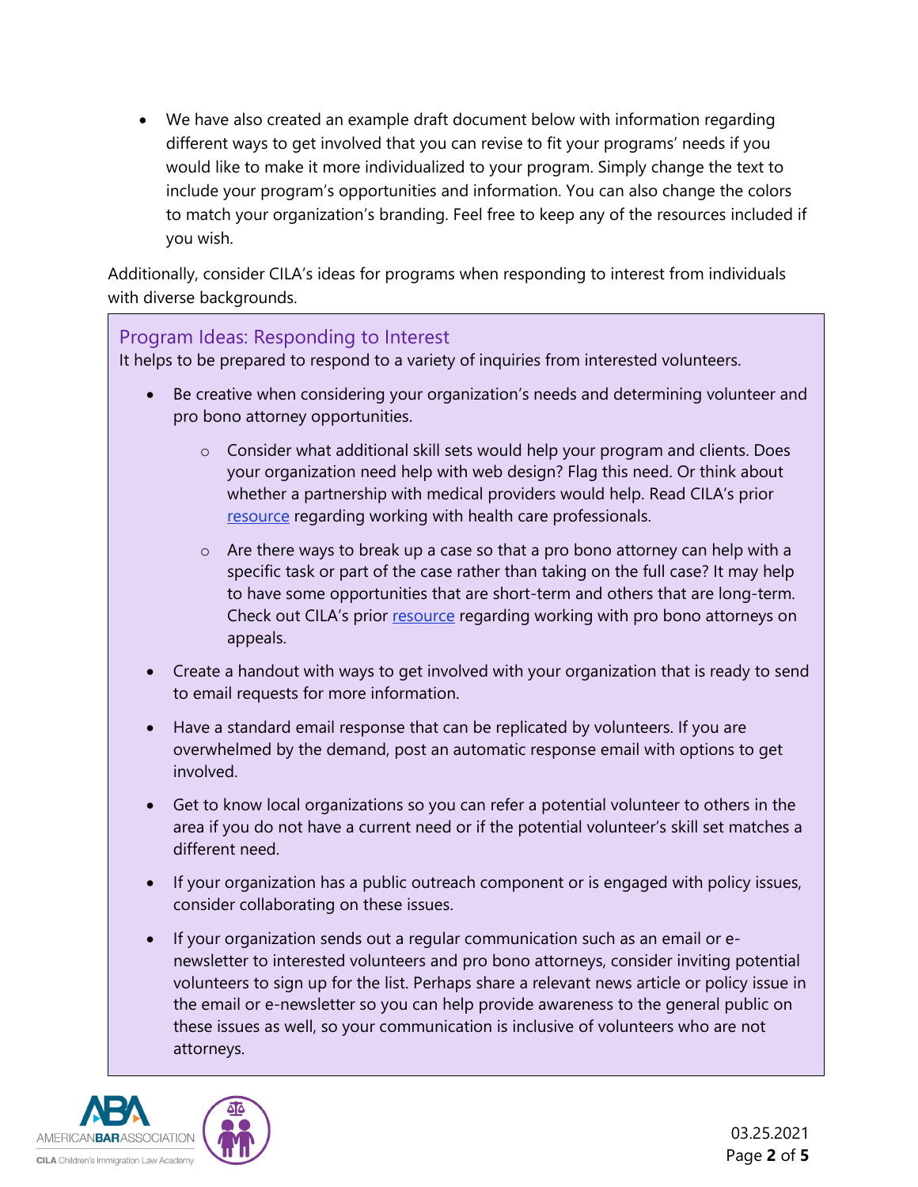- We have also created an example draft document below with information regarding different ways to get involved that you can revise to fit your programs' needs if you would like to make it more individualized to your program. Simply change the text to include your program's opportunities and information. You can also change the colors to match your organization's branding. Feel free to keep any of the resources included if you wish.

Additionally, consider CILA's ideas for programs when responding to interest from individuals with diverse backgrounds.

### Program Ideas: Responding to Interest

It helps to be prepared to respond to a variety of inquiries from interested volunteers.

- Be creative when considering your organization's needs and determining volunteer and pro bono attorney opportunities.
  - Consider what additional skill sets would help your program and clients. Does your organization need help with web design? Flag this need. Or think about whether a partnership with medical providers would help. Read CILA's prior resource regarding working with health care professionals.
  - Are there ways to break up a case so that a pro bono attorney can help with a specific task or part of the case rather than taking on the full case? It may help to have some opportunities that are short-term and others that are long-term. Check out CILA's prior resource regarding working with pro bono attorneys on appeals.
- Create a handout with ways to get involved with your organization that is ready to send to email requests for more information.
- Have a standard email response that can be replicated by volunteers. If you are overwhelmed by the demand, post an automatic response email with options to get involved.
- Get to know local organizations so you can refer a potential volunteer to others in the area if you do not have a current need or if the potential volunteer's skill set matches a different need.
- If your organization has a public outreach component or is engaged with policy issues, consider collaborating on these issues.
- If your organization sends out a regular communication such as an email or e-newsletter to interested volunteers and pro bono attorneys, consider inviting potential volunteers to sign up for the list. Perhaps share a relevant news article or policy issue in the email or e-newsletter so you can help provide awareness to the general public on these issues as well, so your communication is inclusive of volunteers who are not attorneys.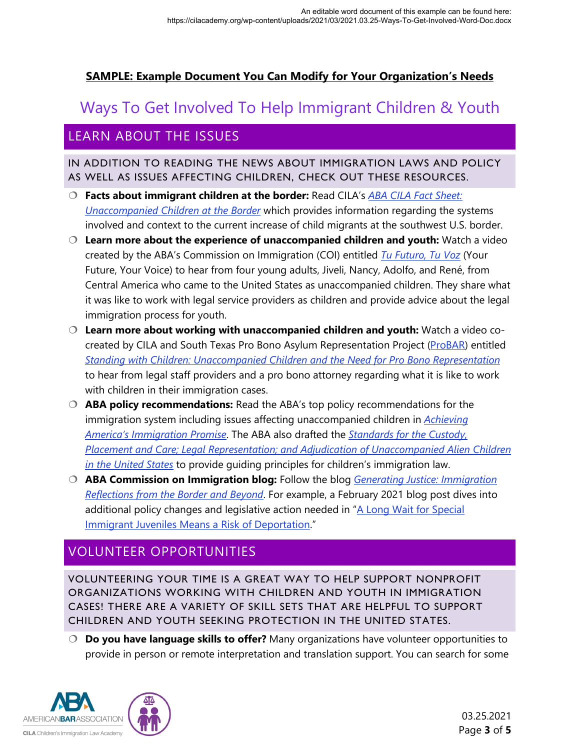An editable word document of this example can be found here: https://cilacademy.org/wp-content/uploads/2021/03/2021.03.25-Ways-To-Get-Involved-Word-Doc.docx

**SAMPLE: Example Document You Can Modify for Your Organization's Needs**

# Ways To Get Involved To Help Immigrant Children & Youth

## LEARN ABOUT THE ISSUES

### IN ADDITION TO READING THE NEWS ABOUT IMMIGRATION LAWS AND POLICY AS WELL AS ISSUES AFFECTING CHILDREN, CHECK OUT THESE RESOURCES.

- **Facts about immigrant children at the border:** Read CILA's *ABA CILA Fact Sheet: Unaccompanied Children at the Border* which provides information regarding the systems involved and context to the current increase of child migrants at the southwest U.S. border.
- **Learn more about the experience of unaccompanied children and youth:** Watch a video created by the ABA's Commission on Immigration (COI) entitled *Tu Futuro, Tu Voz* (Your Future, Your Voice) to hear from four young adults, Jiveli, Nancy, Adolfo, and René, from Central America who came to the United States as unaccompanied children. They share what it was like to work with legal service providers as children and provide advice about the legal immigration process for youth.
- **Learn more about working with unaccompanied children and youth:** Watch a video co-created by CILA and South Texas Pro Bono Asylum Representation Project (ProBAR) entitled *Standing with Children: Unaccompanied Children and the Need for Pro Bono Representation* to hear from legal staff providers and a pro bono attorney regarding what it is like to work with children in their immigration cases.
- **ABA policy recommendations:** Read the ABA's top policy recommendations for the immigration system including issues affecting unaccompanied children in *Achieving America's Immigration Promise*. The ABA also drafted the *Standards for the Custody, Placement and Care; Legal Representation; and Adjudication of Unaccompanied Alien Children in the United States* to provide guiding principles for children's immigration law.
- **ABA Commission on Immigration blog:** Follow the blog *Generating Justice: Immigration Reflections from the Border and Beyond*. For example, a February 2021 blog post dives into additional policy changes and legislative action needed in "A Long Wait for Special Immigrant Juveniles Means a Risk of Deportation."

## VOLUNTEER OPPORTUNITIES

### VOLUNTEERING YOUR TIME IS A GREAT WAY TO HELP SUPPORT NONPROFIT ORGANIZATIONS WORKING WITH CHILDREN AND YOUTH IN IMMIGRATION CASES! THERE ARE A VARIETY OF SKILL SETS THAT ARE HELPFUL TO SUPPORT CHILDREN AND YOUTH SEEKING PROTECTION IN THE UNITED STATES.

- **Do you have language skills to offer?** Many organizations have volunteer opportunities to provide in person or remote interpretation and translation support. You can search for some

03.25.2021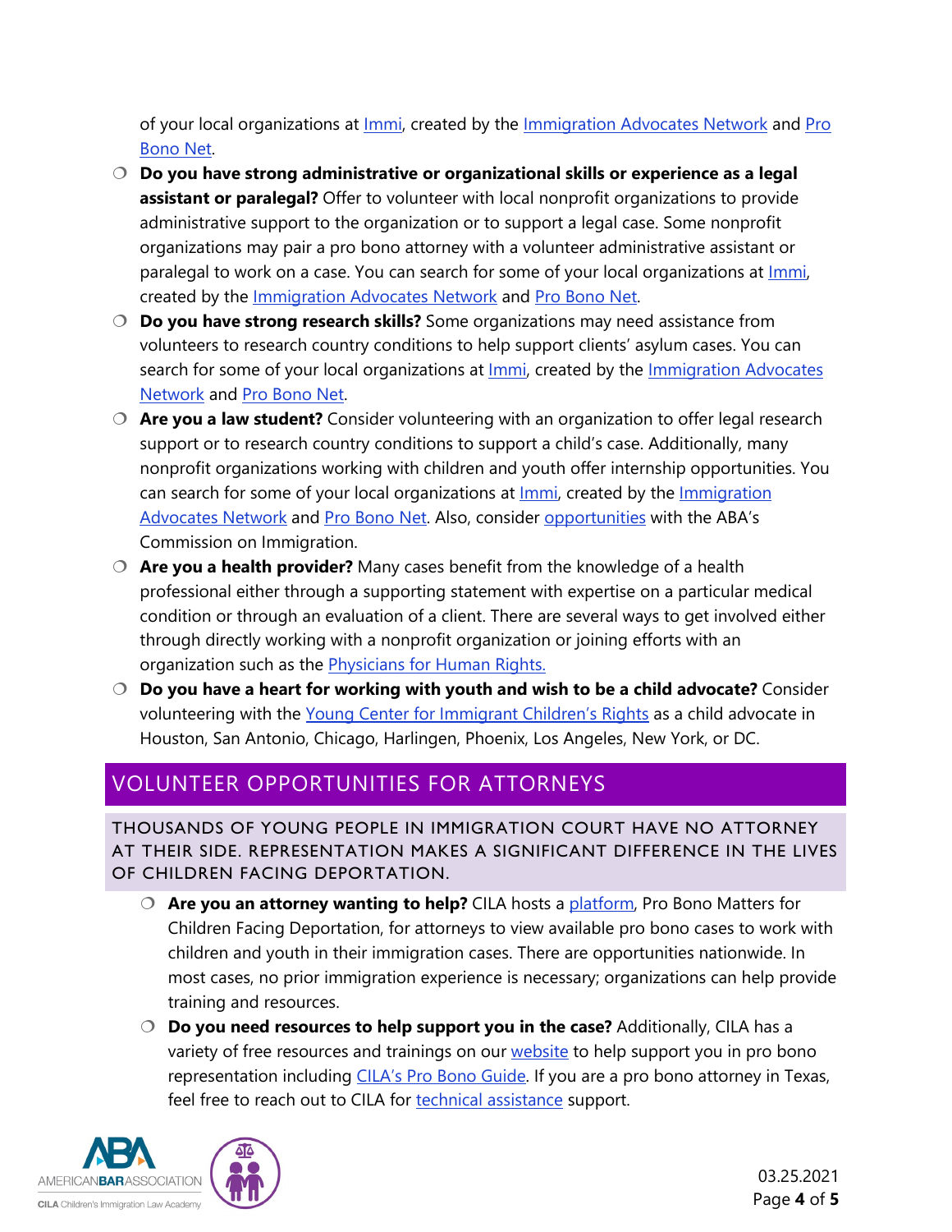of your local organizations at Immi, created by the Immigration Advocates Network and Pro Bono Net.

- **Do you have strong administrative or organizational skills or experience as a legal assistant or paralegal?** Offer to volunteer with local nonprofit organizations to provide administrative support to the organization or to support a legal case. Some nonprofit organizations may pair a pro bono attorney with a volunteer administrative assistant or paralegal to work on a case. You can search for some of your local organizations at Immi, created by the Immigration Advocates Network and Pro Bono Net.
- **Do you have strong research skills?** Some organizations may need assistance from volunteers to research country conditions to help support clients' asylum cases. You can search for some of your local organizations at Immi, created by the Immigration Advocates Network and Pro Bono Net.
- **Are you a law student?** Consider volunteering with an organization to offer legal research support or to research country conditions to support a child's case. Additionally, many nonprofit organizations working with children and youth offer internship opportunities. You can search for some of your local organizations at Immi, created by the Immigration Advocates Network and Pro Bono Net. Also, consider opportunities with the ABA's Commission on Immigration.
- **Are you a health provider?** Many cases benefit from the knowledge of a health professional either through a supporting statement with expertise on a particular medical condition or through an evaluation of a client. There are several ways to get involved either through directly working with a nonprofit organization or joining efforts with an organization such as the Physicians for Human Rights.
- **Do you have a heart for working with youth and wish to be a child advocate?** Consider volunteering with the Young Center for Immigrant Children's Rights as a child advocate in Houston, San Antonio, Chicago, Harlingen, Phoenix, Los Angeles, New York, or DC.

## VOLUNTEER OPPORTUNITIES FOR ATTORNEYS

### THOUSANDS OF YOUNG PEOPLE IN IMMIGRATION COURT HAVE NO ATTORNEY AT THEIR SIDE. REPRESENTATION MAKES A SIGNIFICANT DIFFERENCE IN THE LIVES OF CHILDREN FACING DEPORTATION.

- **Are you an attorney wanting to help?** CILA hosts a platform, Pro Bono Matters for Children Facing Deportation, for attorneys to view available pro bono cases to work with children and youth in their immigration cases. There are opportunities nationwide. In most cases, no prior immigration experience is necessary; organizations can help provide training and resources.
- **Do you need resources to help support you in the case?** Additionally, CILA has a variety of free resources and trainings on our website to help support you in pro bono representation including CILA's Pro Bono Guide. If you are a pro bono attorney in Texas, feel free to reach out to CILA for technical assistance support.

03.25.2021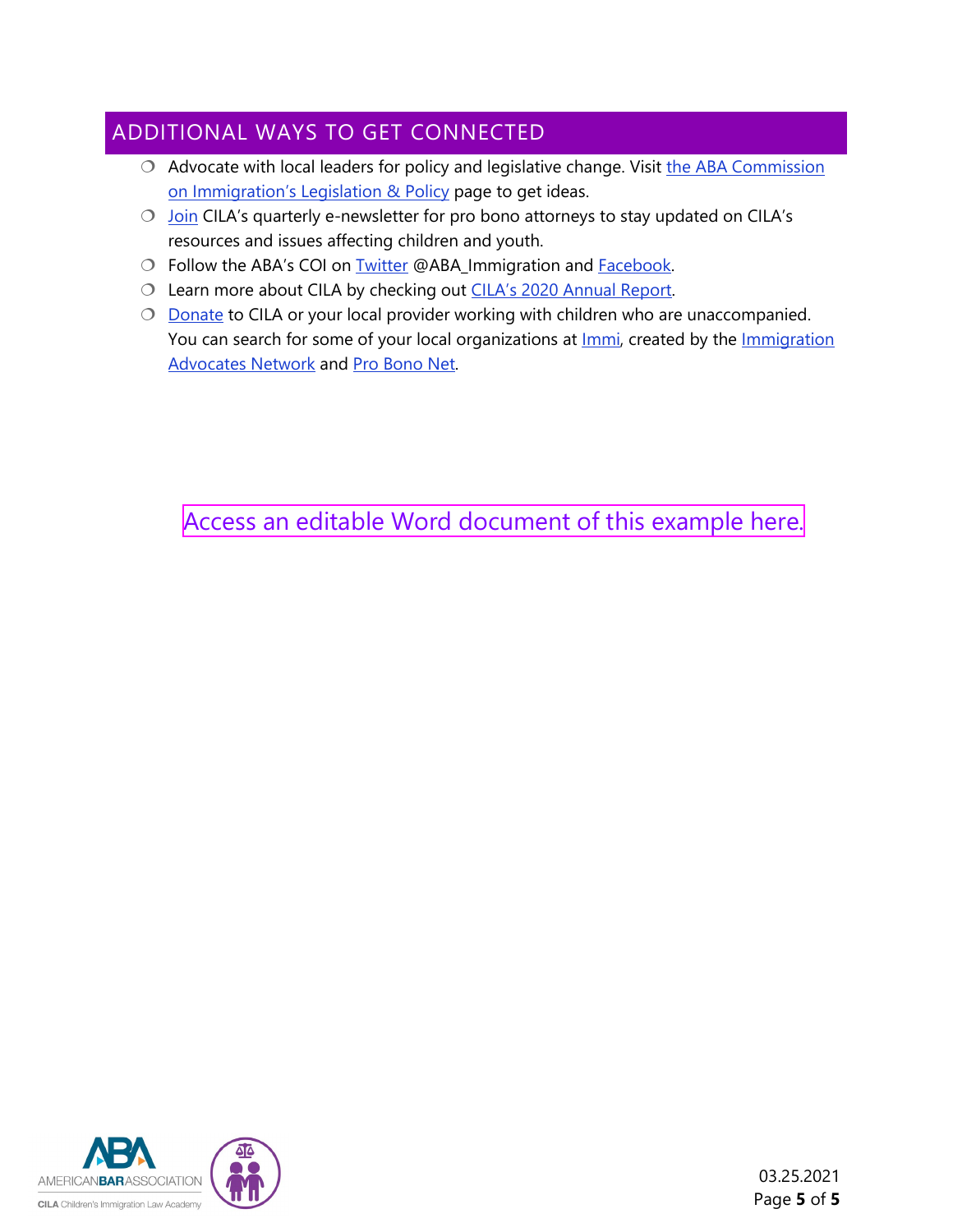## ADDITIONAL WAYS TO GET CONNECTED

- Advocate with local leaders for policy and legislative change. Visit the ABA Commission on Immigration's Legislation & Policy page to get ideas.
- Join CILA's quarterly e-newsletter for pro bono attorneys to stay updated on CILA's resources and issues affecting children and youth.
- Follow the ABA's COI on Twitter @ABA_Immigration and Facebook.
- Learn more about CILA by checking out CILA's 2020 Annual Report.
- Donate to CILA or your local provider working with children who are unaccompanied. You can search for some of your local organizations at Immi, created by the Immigration Advocates Network and Pro Bono Net.

Access an editable Word document of this example here.

03.25.2021